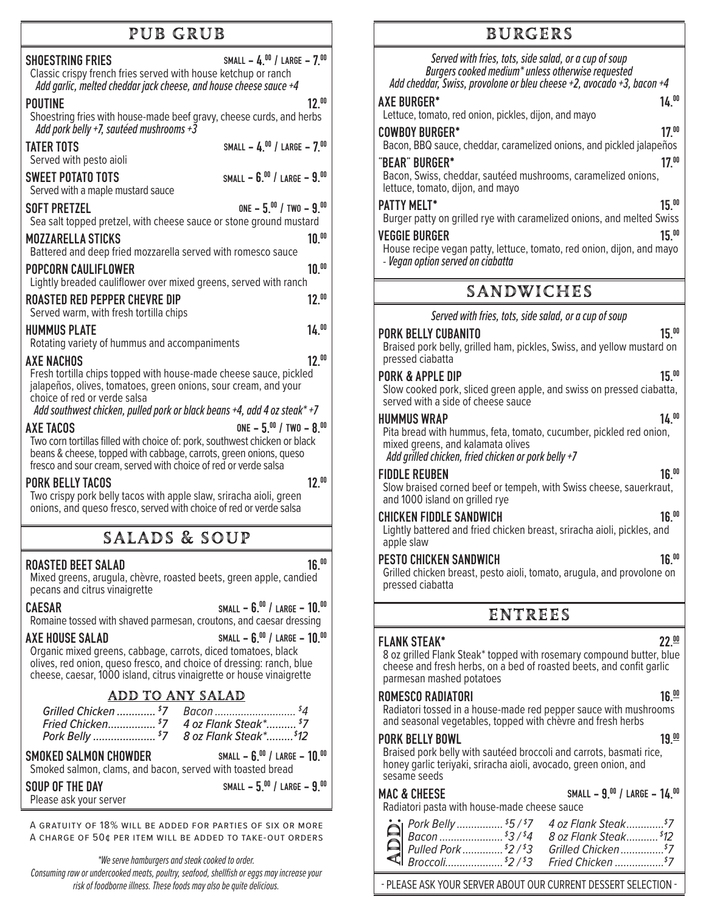# PUB GRUB

**SHOESTRING FRIES** — SMALL – 4.00 / LARGE – 7.00
Classic crispy french fries served with house ketchup or ranch
*Add garlic, melted cheddar jack cheese, and house cheese sauce +4*

**POUTINE** — 12.00
Shoestring fries with house-made beef gravy, cheese curds, and herbs
*Add pork belly +7, sautéed mushrooms +3*

**TATER TOTS** — SMALL – 4.00 / LARGE – 7.00
Served with pesto aioli

**SWEET POTATO TOTS** — SMALL – 6.00 / LARGE – 9.00
Served with a maple mustard sauce

**SOFT PRETZEL** — ONE – 5.00 / TWO – 9.00
Sea salt topped pretzel, with cheese sauce or stone ground mustard

**MOZZARELLA STICKS** — 10.00
Battered and deep fried mozzarella served with romesco sauce

**POPCORN CAULIFLOWER** — 10.00
Lightly breaded cauliflower over mixed greens, served with ranch

**ROASTED RED PEPPER CHEVRE DIP** — 12.00
Served warm, with fresh tortilla chips

**HUMMUS PLATE** — 14.00
Rotating variety of hummus and accompaniments

**AXE NACHOS** — 12.00
Fresh tortilla chips topped with house-made cheese sauce, pickled jalapeños, olives, tomatoes, green onions, sour cream, and your choice of red or verde salsa
*Add southwest chicken, pulled pork or black beans +4, add 4 oz steak* +7*

**AXE TACOS** — ONE – 5.00 / TWO – 8.00
Two corn tortillas filled with choice of: pork, southwest chicken or black beans & cheese, topped with cabbage, carrots, green onions, queso fresco and sour cream, served with choice of red or verde salsa

**PORK BELLY TACOS** — 12.00
Two crispy pork belly tacos with apple slaw, sriracha aioli, green onions, and queso fresco, served with choice of red or verde salsa

# SALADS & SOUP

**ROASTED BEET SALAD** — 16.00
Mixed greens, arugula, chèvre, roasted beets, green apple, candied pecans and citrus vinaigrette

**CAESAR** — SMALL – 6.00 / LARGE – 10.00
Romaine tossed with shaved parmesan, croutons, and caesar dressing

**AXE HOUSE SALAD** — SMALL – 6.00 / LARGE – 10.00
Organic mixed greens, cabbage, carrots, diced tomatoes, black olives, red onion, queso fresco, and choice of dressing: ranch, blue cheese, caesar, 1000 island, citrus vinaigrette or house vinaigrette

## ADD TO ANY SALAD

*Grilled Chicken ............ $7*
*Fried Chicken................ $7*
*Pork Belly .................... $7*
*Bacon ........................... $4*
*4 oz Flank Steak*.......... $7*
*8 oz Flank Steak*.........$12*

**SMOKED SALMON CHOWDER** — SMALL – 6.00 / LARGE – 10.00
Smoked salmon, clams, and bacon, served with toasted bread

**SOUP OF THE DAY** — SMALL – 5.00 / LARGE – 9.00
Please ask your server

A gratuity of 18% will be added for parties of six or more
A charge of 50¢ per item will be added to take-out orders

*\*We serve hamburgers and steak cooked to order.*
*Consuming raw or undercooked meats, poultry, seafood, shellfish or eggs may increase your risk of foodborne illness. These foods may also be quite delicious.*

# BURGERS

*Served with fries, tots, side salad, or a cup of soup*
*Burgers cooked medium* unless otherwise requested*
*Add cheddar, Swiss, provolone or bleu cheese +2, avocado +3, bacon +4*

**AXE BURGER*** — 14.00
Lettuce, tomato, red onion, pickles, dijon, and mayo

**COWBOY BURGER*** — 17.00
Bacon, BBQ sauce, cheddar, caramelized onions, and pickled jalapeños

**"BEAR" BURGER*** — 17.00
Bacon, Swiss, cheddar, sautéed mushrooms, caramelized onions, lettuce, tomato, dijon, and mayo

**PATTY MELT*** — 15.00
Burger patty on grilled rye with caramelized onions, and melted Swiss

**VEGGIE BURGER** — 15.00
House recipe vegan patty, lettuce, tomato, red onion, dijon, and mayo - *Vegan option served on ciabatta*

# SANDWICHES

*Served with fries, tots, side salad, or a cup of soup*

**PORK BELLY CUBANITO** — 15.00
Braised pork belly, grilled ham, pickles, Swiss, and yellow mustard on pressed ciabatta

**PORK & APPLE DIP** — 15.00
Slow cooked pork, sliced green apple, and swiss on pressed ciabatta, served with a side of cheese sauce

**HUMMUS WRAP** — 14.00
Pita bread with hummus, feta, tomato, cucumber, pickled red onion, mixed greens, and kalamata olives
*Add grilled chicken, fried chicken or pork belly +7*

**FIDDLE REUBEN** — 16.00
Slow braised corned beef or tempeh, with Swiss cheese, sauerkraut, and 1000 island on grilled rye

**CHICKEN FIDDLE SANDWICH** — 16.00
Lightly battered and fried chicken breast, sriracha aioli, pickles, and apple slaw

**PESTO CHICKEN SANDWICH** — 16.00
Grilled chicken breast, pesto aioli, tomato, arugula, and provolone on pressed ciabatta

# ENTREES

**FLANK STEAK*** — 22.00
8 oz grilled Flank Steak* topped with rosemary compound butter, blue cheese and fresh herbs, on a bed of roasted beets, and confit garlic parmesan mashed potatoes

**ROMESCO RADIATORI** — 16.00
Radiatori tossed in a house-made red pepper sauce with mushrooms and seasonal vegetables, topped with chèvre and fresh herbs

**PORK BELLY BOWL** — 19.00
Braised pork belly with sautéed broccoli and carrots, basmati rice, honey garlic teriyaki, sriracha aioli, avocado, green onion, and sesame seeds

**MAC & CHEESE** — SMALL – 9.00 / LARGE – 14.00
Radiatori pasta with house-made cheese sauce

**ADD:**
*Pork Belly ................ $5 / $7*
*Bacon ...................... $3 / $4*
*Pulled Pork .............. $2 / $3*
*Broccoli.................... $2 / $3*
*4 oz Flank Steak.............$7*
*8 oz Flank Steak............ $12*
*Grilled Chicken ...............$7*
*Fried Chicken .................$7*

- PLEASE ASK YOUR SERVER ABOUT OUR CURRENT DESSERT SELECTION -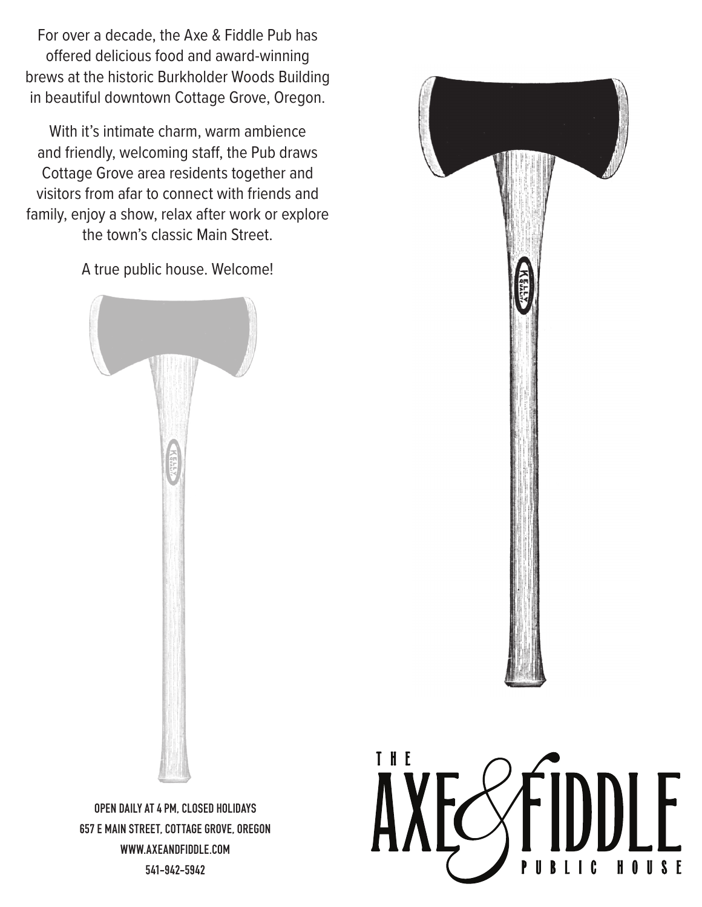For over a decade, the Axe & Fiddle Pub has offered delicious food and award-winning brews at the historic Burkholder Woods Building in beautiful downtown Cottage Grove, Oregon.

With it's intimate charm, warm ambience and friendly, welcoming staff, the Pub draws Cottage Grove area residents together and visitors from afar to connect with friends and family, enjoy a show, relax after work or explore the town's classic Main Street.

A true public house. Welcome!

**OPEN DAILY AT 4 PM, CLOSED HOLIDAYS**
**657 E MAIN STREET, COTTAGE GROVE, OREGON**
**WWW.AXEANDFIDDLE.COM**
**541-942-5942**

# THE AXE & FIDDLE PUBLIC HOUSE